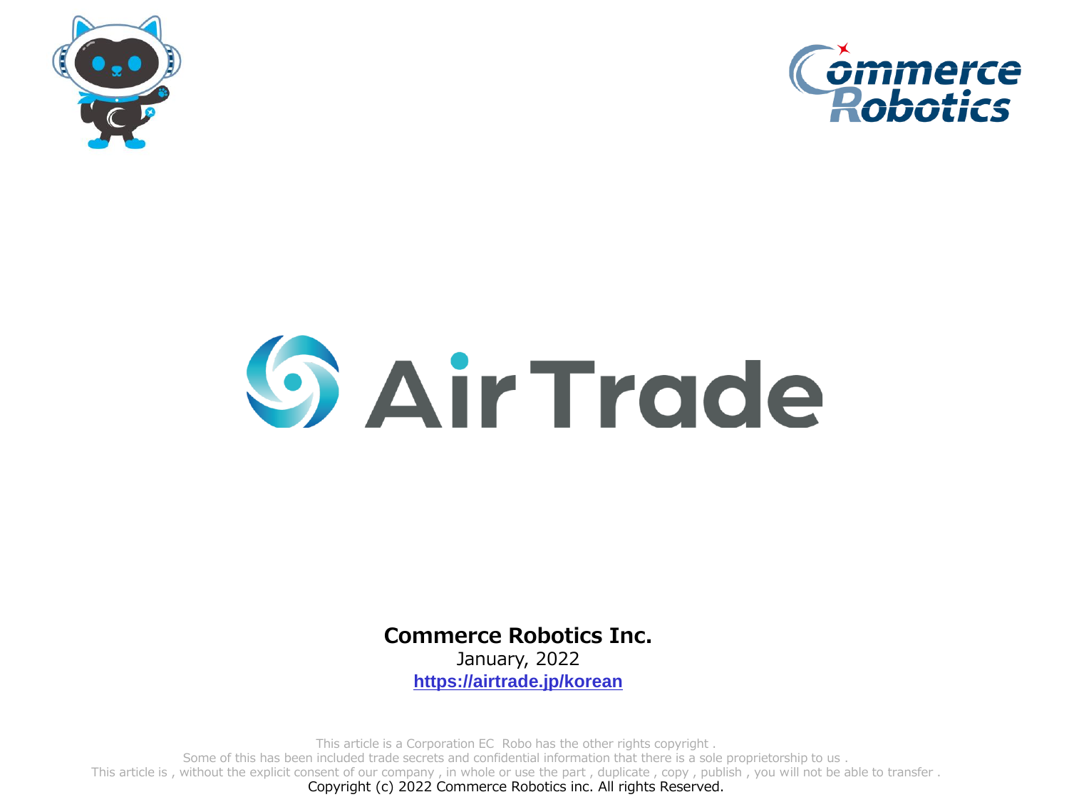Commerce Robotics

# AirTrade

**Commerce Robotics Inc.**

January, 2022

[https://airtrade.jp/korean](https://airtrade.jp/korean)

This article is a Corporation EC Robo has the other rights copyright .
Some of this has been included trade secrets and confidential information that there is a sole proprietorship to us .
This article is , without the explicit consent of our company , in whole or use the part , duplicate , copy , publish , you will not be able to transfer .
Copyright (c) 2022 Commerce Robotics inc. All rights Reserved.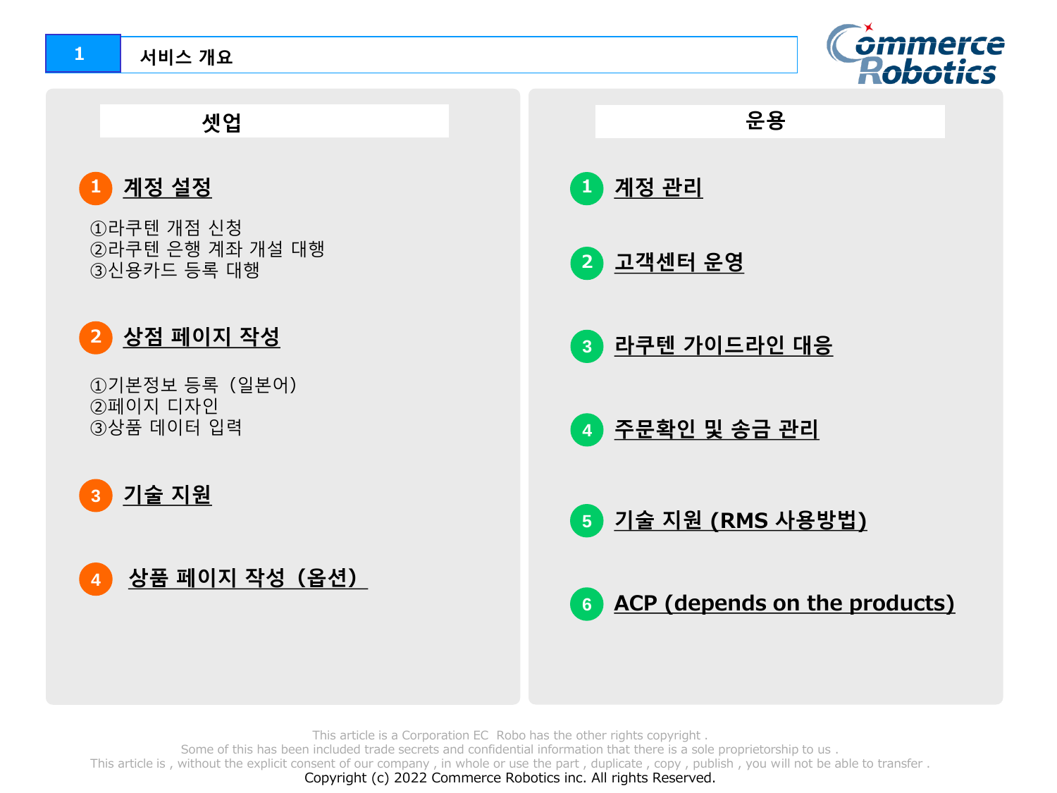# 1 서비스 개요

## 셋업

1. **계정 설정**

   ①라쿠텐 개점 신청
   ②라쿠텐 은행 계좌 개설 대행
   ③신용카드 등록 대행

2. **상점 페이지 작성**

   ①기본정보 등록（일본어）
   ②페이지 디자인
   ③상품 데이터 입력

3. **기술 지원**

4. **상품 페이지 작성（옵션）**

## 운용

1. **계정 관리**
2. **고객센터 운영**
3. **라쿠텐 가이드라인 대응**
4. **주문확인 및 송금 관리**
5. **기술 지원 (RMS 사용방법)**
6. **ACP (depends on the products)**

This article is a Corporation EC Robo has the other rights copyright .
Some of this has been included trade secrets and confidential information that there is a sole proprietorship to us .
This article is , without the explicit consent of our company , in whole or use the part , duplicate , copy , publish , you will not be able to transfer .
Copyright (c) 2022 Commerce Robotics inc. All rights Reserved.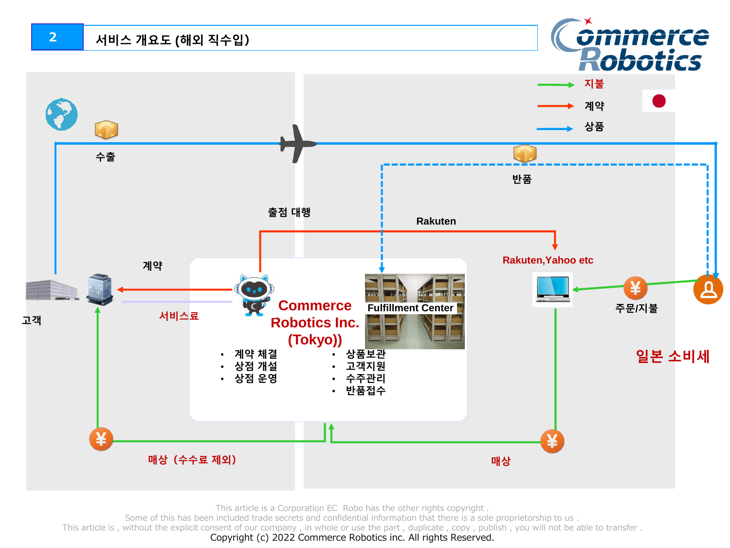## 2 서비스 개요도 (해외 직수입)

지불

계약

상품

수출

반품

출점 대행

Rakuten

Rakuten,Yahoo etc

계약

서비스료

고객

Commerce Robotics Inc. (Tokyo))

Fulfillment Center

- 계약 체결
- 상점 개설
- 상점 운영

- 상품보관
- 고객지원
- 수주관리
- 반품접수

주문/지불

일본 소비세

매상（수수료 제외）

매상

This article is a Corporation EC Robo has the other rights copyright .
Some of this has been included trade secrets and confidential information that there is a sole proprietorship to us .
This article is , without the explicit consent of our company , in whole or use the part , duplicate , copy , publish , you will not be able to transfer .
Copyright (c) 2022 Commerce Robotics inc. All rights Reserved.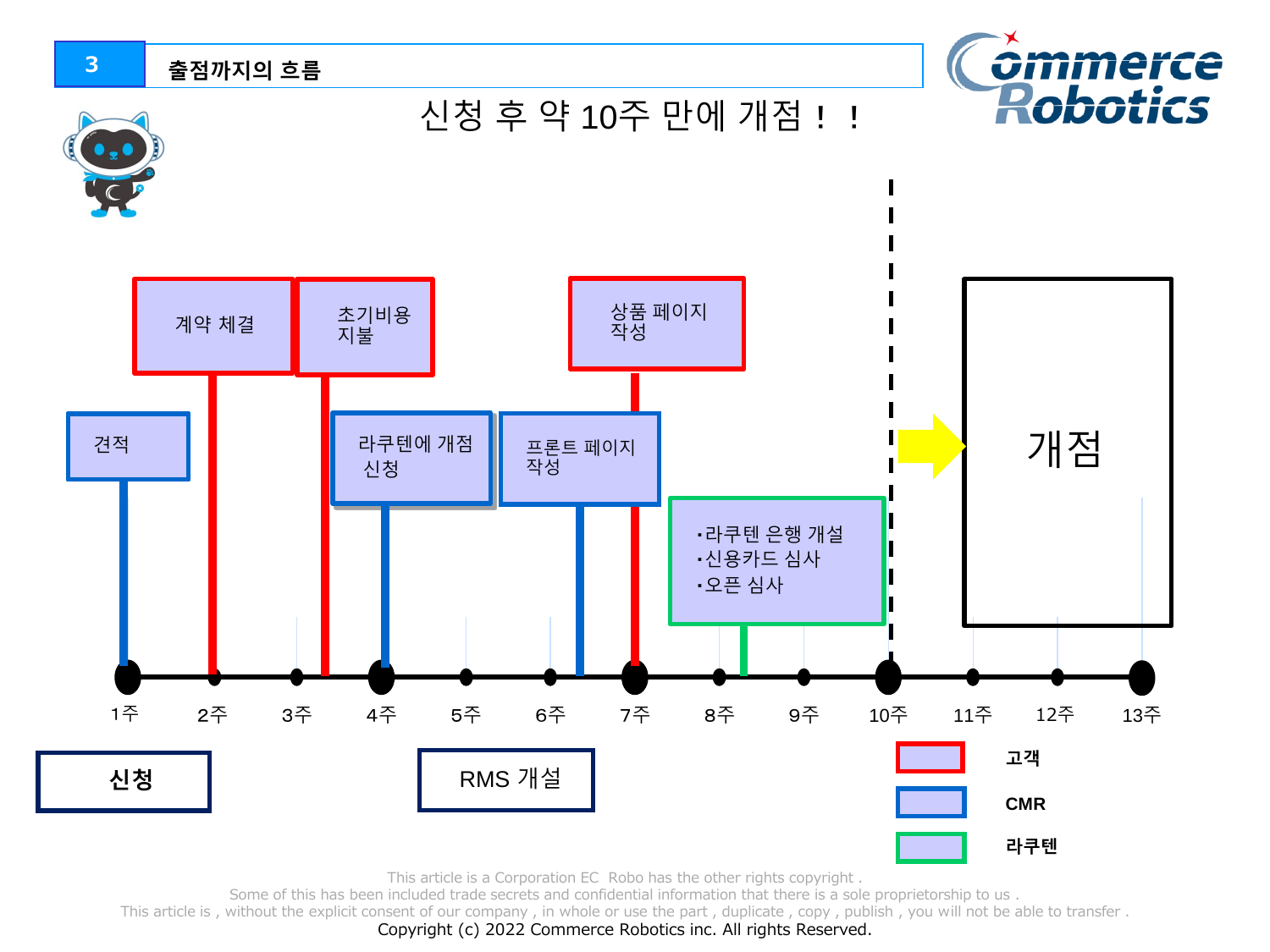## 3 출점까지의 흐름

# 신청 후 약 10주 만에 개점！！

| 주 | 항목 | 담당 |
|---|---|---|
| 1주 | 견적 | CMR |
| 2주 | 계약 체결 | 고객 |
| 3주 | 초기비용 지불 | 고객 |
| 4주 | 라쿠텐에 개점 신청 | CMR |
| 6주 | 프론트 페이지 작성 | CMR |
| 7주 | 상품 페이지 작성 | 고객 |
| 8주 | ・라쿠텐 은행 개설<br>・신용카드 심사<br>・오픈 심사 | 라쿠텐 |
| 10주 | 개점 | |

1주 2주 3주 4주 5주 6주 7주 8주 9주 10주 11주 12주 13주

**신청**

RMS 개설

범례:
- **고객**
- **CMR**
- **라쿠텐**

This article is a Corporation EC Robo has the other rights copyright .
Some of this has been included trade secrets and confidential information that there is a sole proprietorship to us .
This article is , without the explicit consent of our company , in whole or use the part , duplicate , copy , publish , you will not be able to transfer .
Copyright (c) 2022 Commerce Robotics inc. All rights Reserved.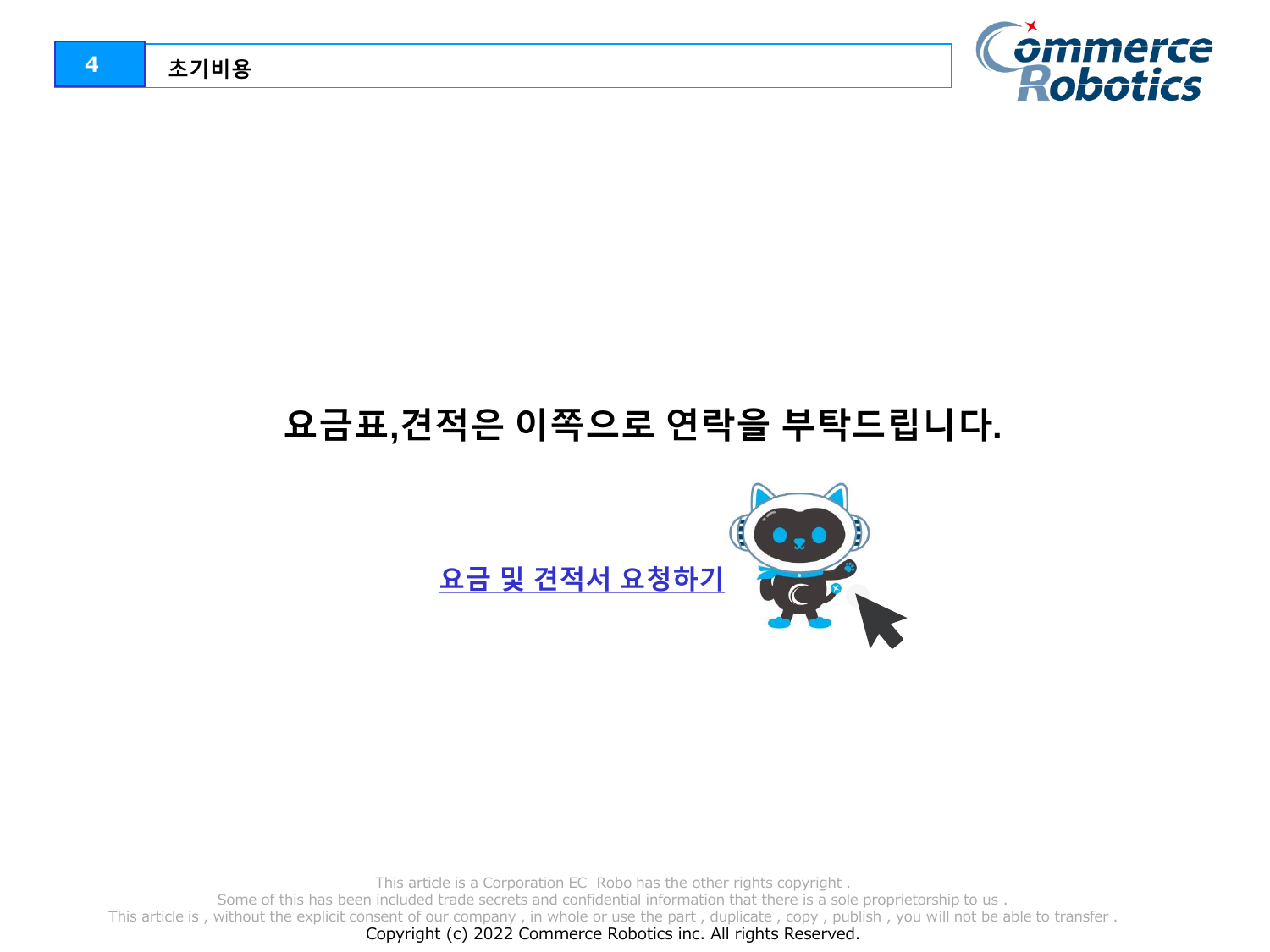## 4 초기비용

**요금표,견적은 이쪽으로 연락을 부탁드립니다.**

요금 및 견적서 요청하기

This article is a Corporation EC Robo has the other rights copyright .
Some of this has been included trade secrets and confidential information that there is a sole proprietorship to us .
This article is , without the explicit consent of our company , in whole or use the part , duplicate , copy , publish , you will not be able to transfer .
Copyright (c) 2022 Commerce Robotics inc. All rights Reserved.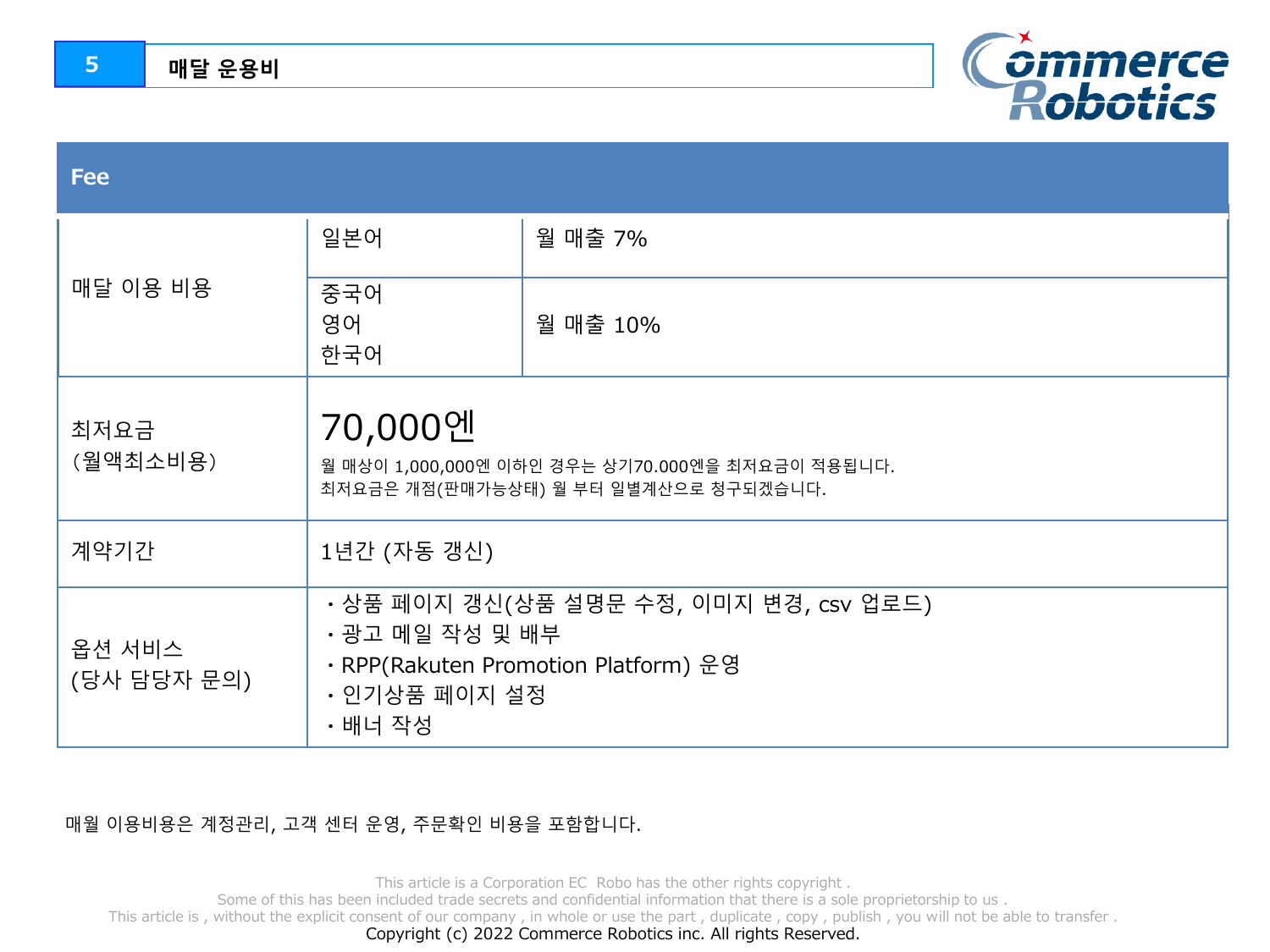## 5 매달 운용비

| Fee | | |
|---|---|---|
| 매달 이용 비용 | 일본어 | 월 매출 7% |
| | 중국어<br>영어<br>한국어 | 월 매출 10% |
| 최저요금<br>(월액최소비용) | 70,000엔<br>월 매상이 1,000,000엔 이하인 경우는 상기70.000엔을 최저요금이 적용됩니다.<br>최저요금은 개점(판매가능상태) 월 부터 일별계산으로 청구되겠습니다. | |
| 계약기간 | 1년간 (자동 갱신) | |
| 옵션 서비스<br>(당사 담당자 문의) | ・상품 페이지 갱신(상품 설명문 수정, 이미지 변경, csv 업로드)<br>・광고 메일 작성 및 배부<br>・RPP(Rakuten Promotion Platform) 운영<br>・인기상품 페이지 설정<br>・배너 작성 | |

매월 이용비용은 계정관리, 고객 센터 운영, 주문확인 비용을 포함합니다.

This article is a Corporation EC Robo has the other rights copyright .
Some of this has been included trade secrets and confidential information that there is a sole proprietorship to us .
This article is , without the explicit consent of our company , in whole or use the part , duplicate , copy , publish , you will not be able to transfer .
Copyright (c) 2022 Commerce Robotics inc. All rights Reserved.